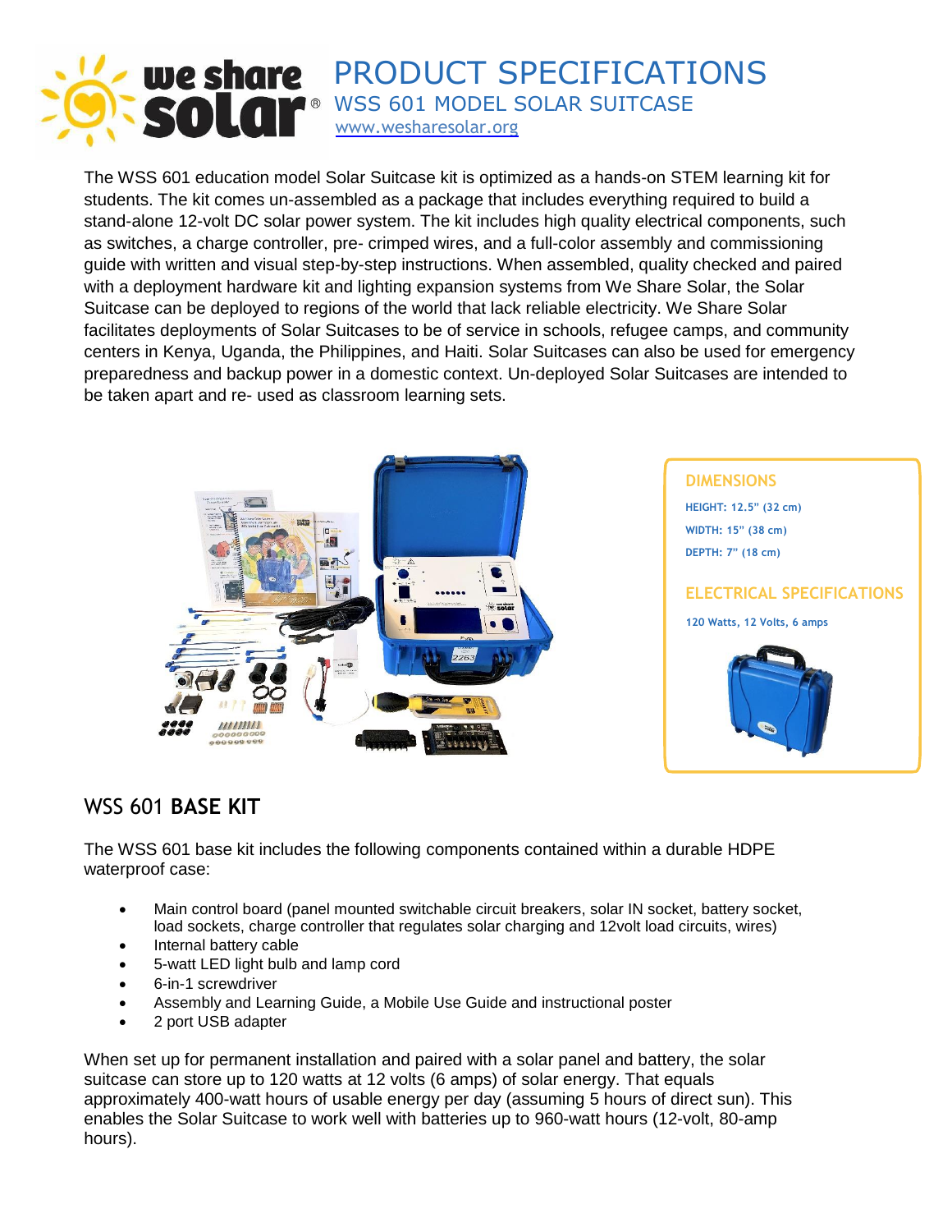# PRODUCT SPECIFICATIONS

## WSS 601 MODEL SOLAR SUITCASE

www.wesharesolar.org

The WSS 601 education model Solar Suitcase kit is optimized as a hands-on STEM learning kit for students. The kit comes un-assembled as a package that includes everything required to build a stand-alone 12-volt DC solar power system. The kit includes high quality electrical components, such as switches, a charge controller, pre- crimped wires, and a full-color assembly and commissioning guide with written and visual step-by-step instructions. When assembled, quality checked and paired with a deployment hardware kit and lighting expansion systems from We Share Solar, the Solar Suitcase can be deployed to regions of the world that lack reliable electricity. We Share Solar facilitates deployments of Solar Suitcases to be of service in schools, refugee camps, and community centers in Kenya, Uganda, the Philippines, and Haiti. Solar Suitcases can also be used for emergency preparedness and backup power in a domestic context. Un-deployed Solar Suitcases are intended to be taken apart and re- used as classroom learning sets.

### DIMENSIONS

HEIGHT: 12.5" (32 cm)

WIDTH: 15" (38 cm)

DEPTH: 7" (18 cm)

### ELECTRICAL SPECIFICATIONS

120 Watts, 12 Volts, 6 amps

## WSS 601 **BASE KIT**

The WSS 601 base kit includes the following components contained within a durable HDPE waterproof case:

- Main control board (panel mounted switchable circuit breakers, solar IN socket, battery socket, load sockets, charge controller that regulates solar charging and 12volt load circuits, wires)
- Internal battery cable
- 5-watt LED light bulb and lamp cord
- 6-in-1 screwdriver
- Assembly and Learning Guide, a Mobile Use Guide and instructional poster
- 2 port USB adapter

When set up for permanent installation and paired with a solar panel and battery, the solar suitcase can store up to 120 watts at 12 volts (6 amps) of solar energy. That equals approximately 400-watt hours of usable energy per day (assuming 5 hours of direct sun). This enables the Solar Suitcase to work well with batteries up to 960-watt hours (12-volt, 80-amp hours).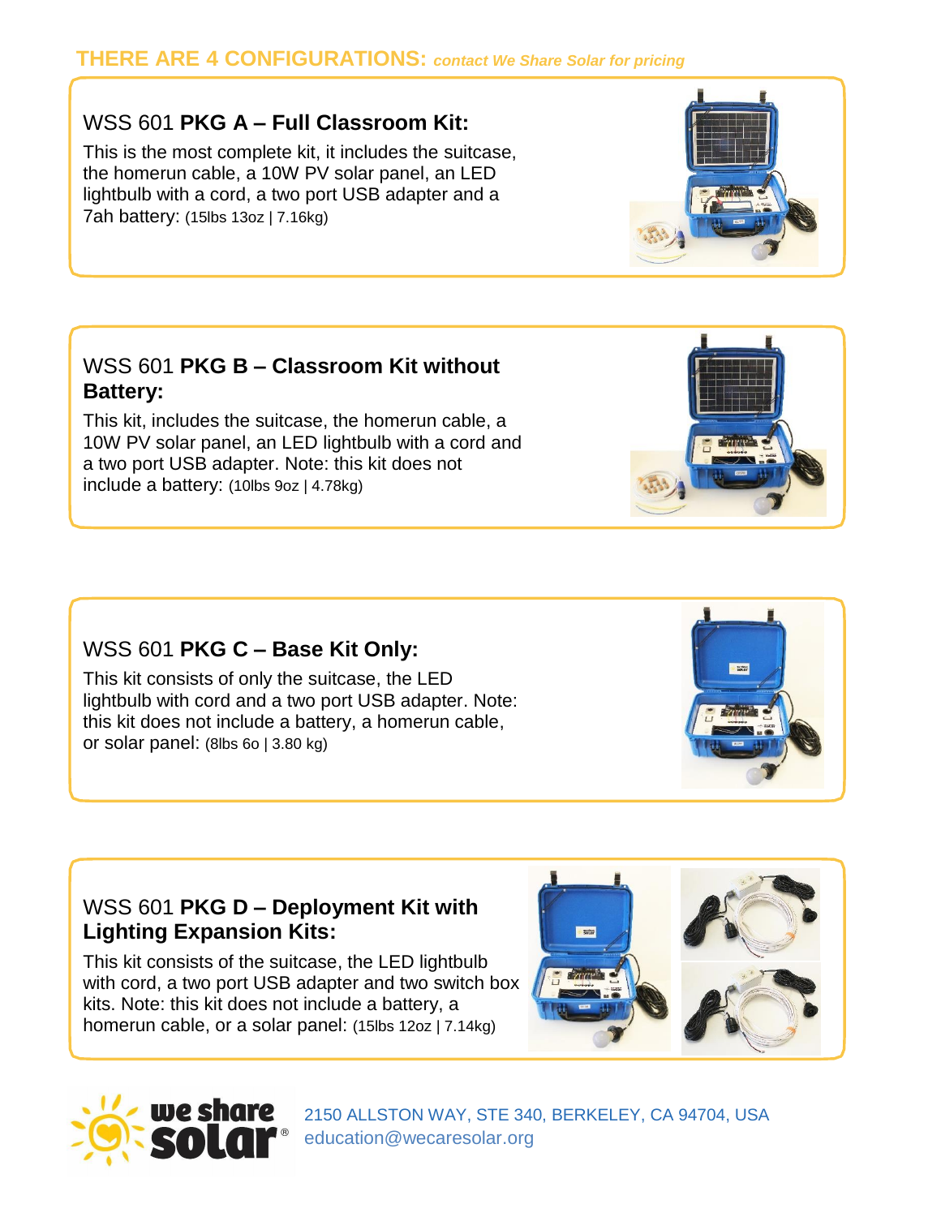## THERE ARE 4 CONFIGURATIONS: *contact We Share Solar for pricing*

### WSS 601 **PKG A – Full Classroom Kit:**

This is the most complete kit, it includes the suitcase, the homerun cable, a 10W PV solar panel, an LED lightbulb with a cord, a two port USB adapter and a 7ah battery: (15lbs 13oz | 7.16kg)

### WSS 601 **PKG B – Classroom Kit without Battery:**

This kit, includes the suitcase, the homerun cable, a 10W PV solar panel, an LED lightbulb with a cord and a two port USB adapter. Note: this kit does not include a battery: (10lbs 9oz | 4.78kg)

### WSS 601 **PKG C – Base Kit Only:**

This kit consists of only the suitcase, the LED lightbulb with cord and a two port USB adapter. Note: this kit does not include a battery, a homerun cable, or solar panel: (8lbs 6o | 3.80 kg)

### WSS 601 **PKG D – Deployment Kit with Lighting Expansion Kits:**

This kit consists of the suitcase, the LED lightbulb with cord, a two port USB adapter and two switch box kits. Note: this kit does not include a battery, a homerun cable, or a solar panel: (15lbs 12oz | 7.14kg)

we share solar®

2150 ALLSTON WAY, STE 340, BERKELEY, CA 94704, USA
education@wecaresolar.org